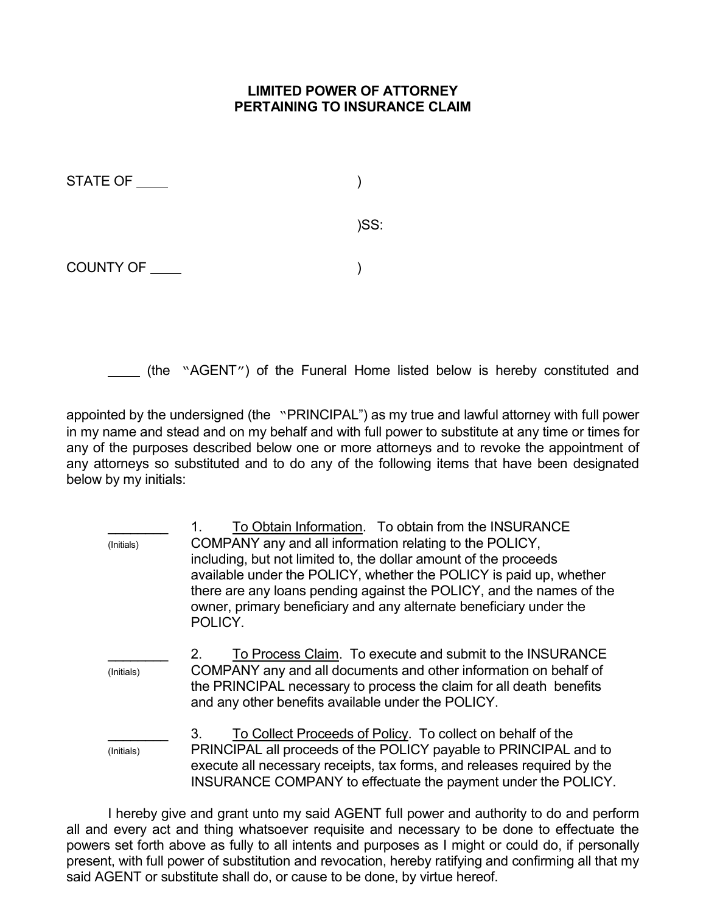# LIMITED POWER OF ATTORNEY
# PERTAINING TO INSURANCE CLAIM

STATE OF ____ )

)SS:

COUNTY OF ____ )

____ (the "AGENT") of the Funeral Home listed below is hereby constituted and appointed by the undersigned (the "PRINCIPAL") as my true and lawful attorney with full power in my name and stead and on my behalf and with full power to substitute at any time or times for any of the purposes described below one or more attorneys and to revoke the appointment of any attorneys so substituted and to do any of the following items that have been designated below by my initials:

________ (Initials) 1. To Obtain Information. To obtain from the INSURANCE COMPANY any and all information relating to the POLICY, including, but not limited to, the dollar amount of the proceeds available under the POLICY, whether the POLICY is paid up, whether there are any loans pending against the POLICY, and the names of the owner, primary beneficiary and any alternate beneficiary under the POLICY.

________ (Initials) 2. To Process Claim. To execute and submit to the INSURANCE COMPANY any and all documents and other information on behalf of the PRINCIPAL necessary to process the claim for all death benefits and any other benefits available under the POLICY.

________ (Initials) 3. To Collect Proceeds of Policy. To collect on behalf of the PRINCIPAL all proceeds of the POLICY payable to PRINCIPAL and to execute all necessary receipts, tax forms, and releases required by the INSURANCE COMPANY to effectuate the payment under the POLICY.

I hereby give and grant unto my said AGENT full power and authority to do and perform all and every act and thing whatsoever requisite and necessary to be done to effectuate the powers set forth above as fully to all intents and purposes as I might or could do, if personally present, with full power of substitution and revocation, hereby ratifying and confirming all that my said AGENT or substitute shall do, or cause to be done, by virtue hereof.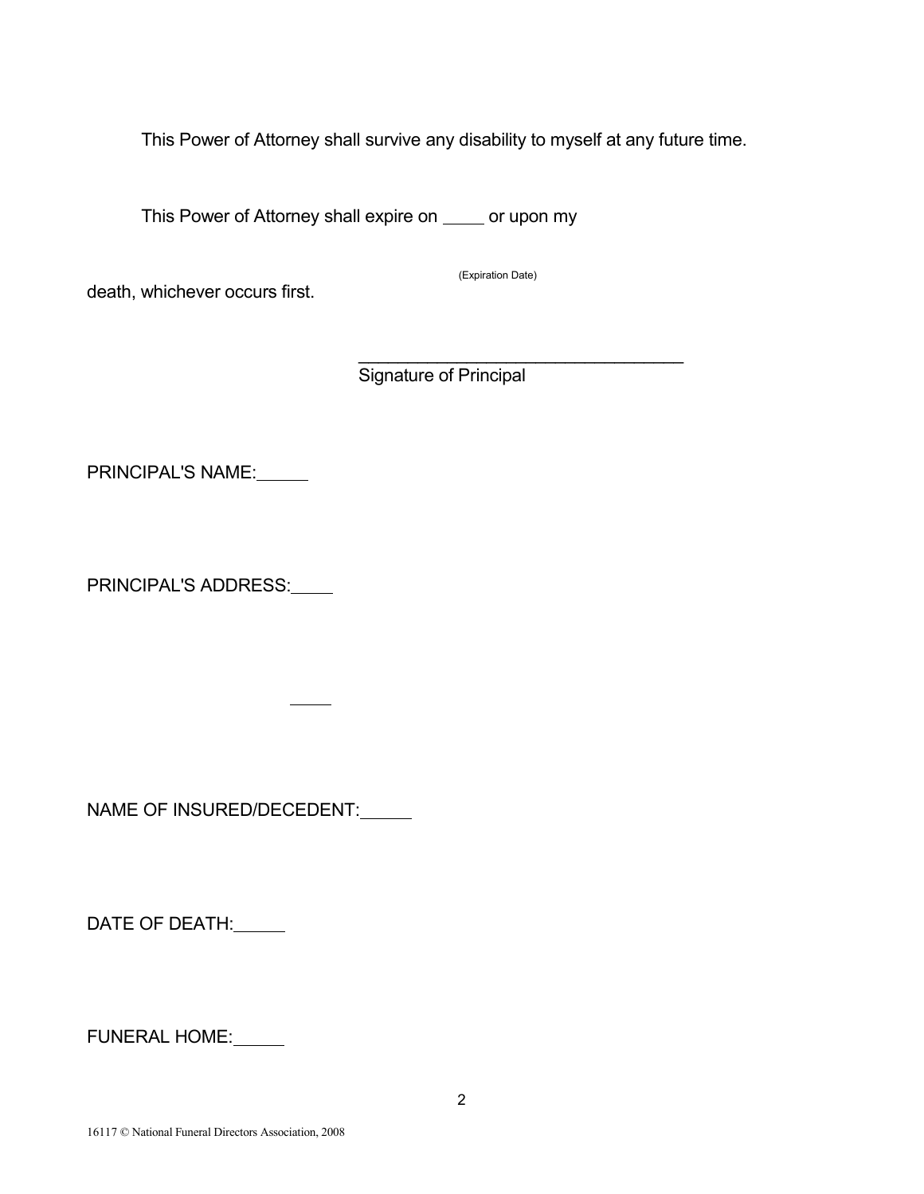This Power of Attorney shall survive any disability to myself at any future time.

This Power of Attorney shall expire on ____ or upon my death, whichever occurs first.

(Expiration Date)

___________________________________
Signature of Principal

PRINCIPAL'S NAME: ______

PRINCIPAL'S ADDRESS: ____

____

NAME OF INSURED/DECEDENT: ______

DATE OF DEATH: ______

FUNERAL HOME: ______

16117 © National Funeral Directors Association, 2008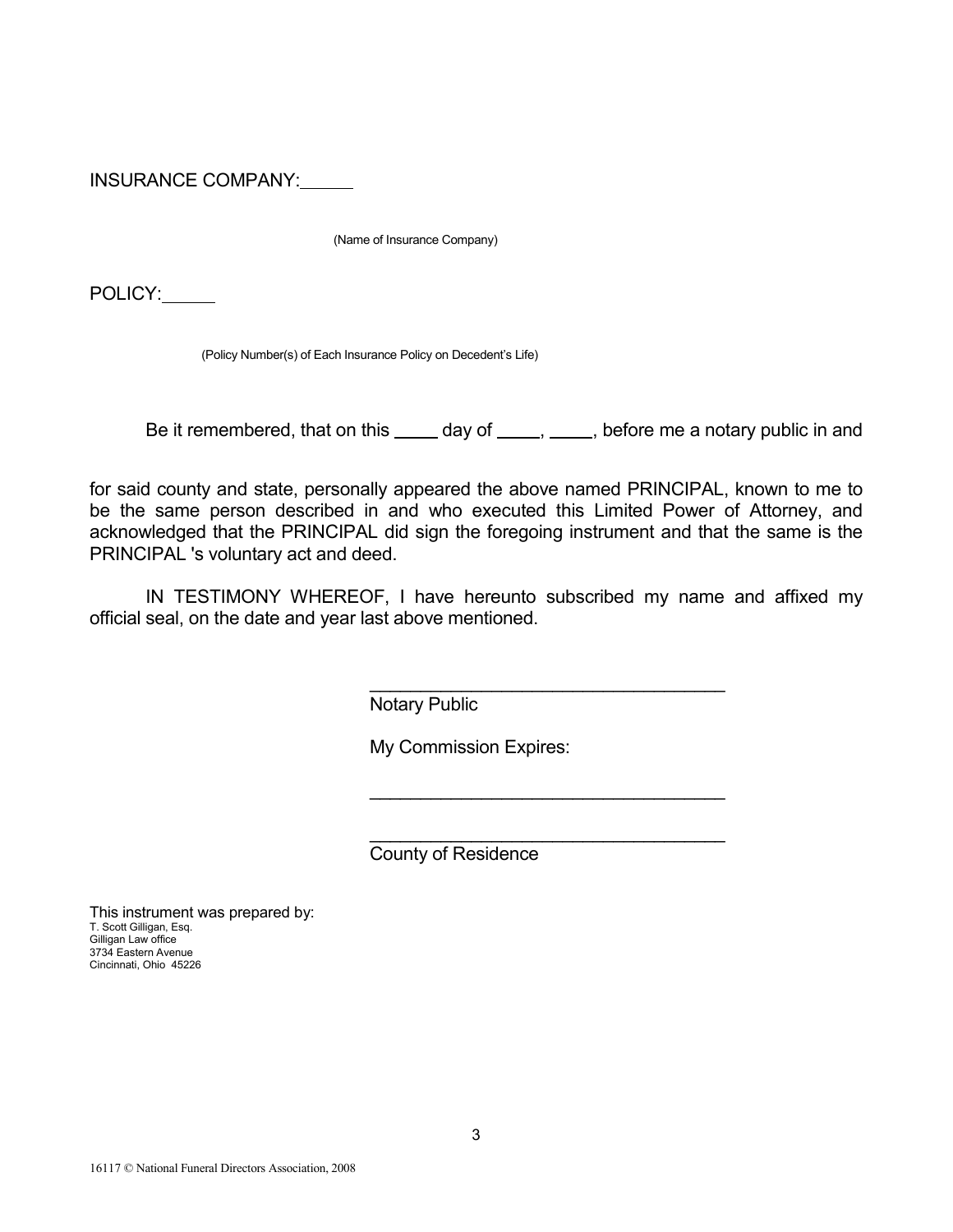INSURANCE COMPANY:\_\_\_\_\_\_

(Name of Insurance Company)

POLICY:\_\_\_\_\_\_

(Policy Number(s) of Each Insurance Policy on Decedent's Life)

Be it remembered, that on this \_\_\_\_\_ day of \_\_\_\_\_, \_\_\_\_\_, before me a notary public in and for said county and state, personally appeared the above named PRINCIPAL, known to me to be the same person described in and who executed this Limited Power of Attorney, and acknowledged that the PRINCIPAL did sign the foregoing instrument and that the same is the PRINCIPAL 's voluntary act and deed.

IN TESTIMONY WHEREOF, I have hereunto subscribed my name and affixed my official seal, on the date and year last above mentioned.

\_\_\_\_\_\_\_\_\_\_\_\_\_\_\_\_\_\_\_\_\_\_\_\_\_\_\_\_\_\_\_\_\_\_\_\_
Notary Public

My Commission Expires:

\_\_\_\_\_\_\_\_\_\_\_\_\_\_\_\_\_\_\_\_\_\_\_\_\_\_\_\_\_\_\_\_\_\_\_\_

\_\_\_\_\_\_\_\_\_\_\_\_\_\_\_\_\_\_\_\_\_\_\_\_\_\_\_\_\_\_\_\_\_\_\_\_
County of Residence

This instrument was prepared by:
T. Scott Gilligan, Esq.
Gilligan Law office
3734 Eastern Avenue
Cincinnati, Ohio 45226

16117 © National Funeral Directors Association, 2008